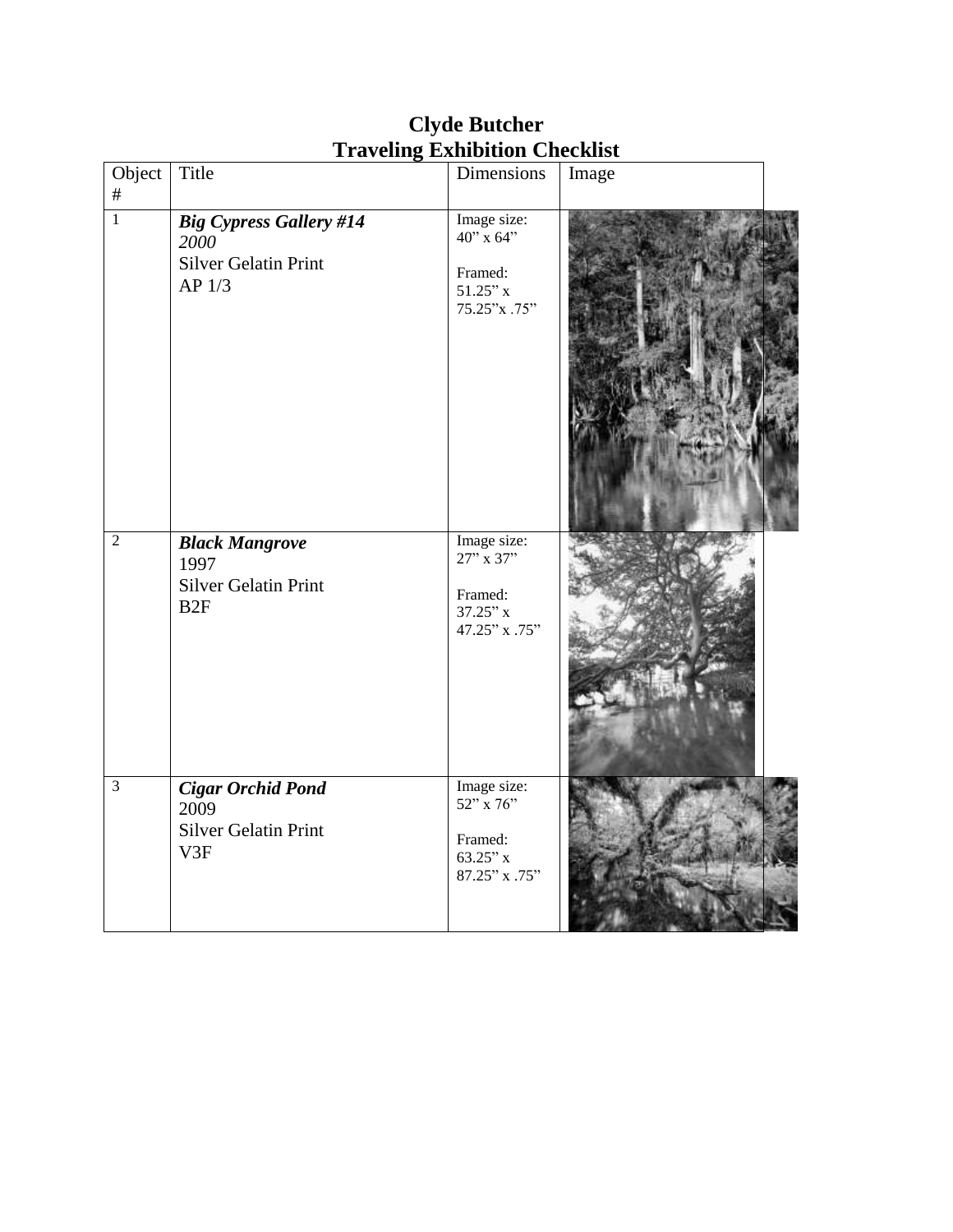# Clyde Butcher
# Traveling Exhibition Checklist

| Object # | Title | Dimensions | Image |
|---|---|---|---|
| 1 | ***Big Cypress Gallery #14***<br>*2000*<br>Silver Gelatin Print<br>AP 1/3 | Image size:<br>40" x 64"<br><br>Framed:<br>51.25" x<br>75.25"x .75" | |
| 2 | ***Black Mangrove***<br>1997<br>Silver Gelatin Print<br>B2F | Image size:<br>27" x 37"<br><br>Framed:<br>37.25" x<br>47.25" x .75" | |
| 3 | ***Cigar Orchid Pond***<br>2009<br>Silver Gelatin Print<br>V3F | Image size:<br>52" x 76"<br><br>Framed:<br>63.25" x<br>87.25" x .75" | |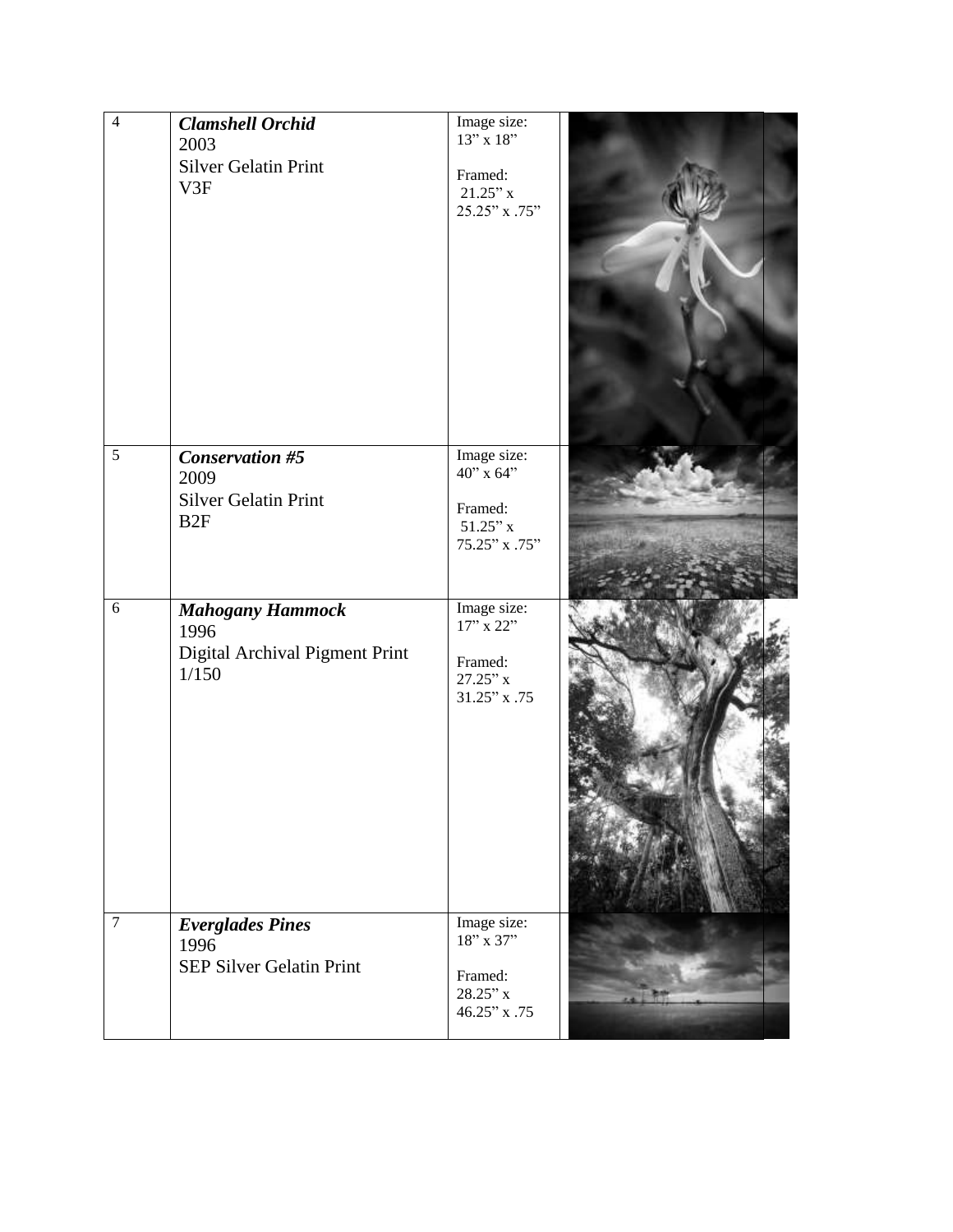| | | | |
|---|---|---|---|
| 4 | ***Clamshell Orchid***<br>2003<br>Silver Gelatin Print<br>V3F | Image size:<br>13" x 18"<br><br>Framed:<br>21.25" x<br>25.25" x .75" | |
| 5 | ***Conservation #5***<br>2009<br>Silver Gelatin Print<br>B2F | Image size:<br>40" x 64"<br><br>Framed:<br>51.25" x<br>75.25" x .75" | |
| 6 | ***Mahogany Hammock***<br>1996<br>Digital Archival Pigment Print<br>1/150 | Image size:<br>17" x 22"<br><br>Framed:<br>27.25" x<br>31.25" x .75 | |
| 7 | ***Everglades Pines***<br>1996<br>SEP Silver Gelatin Print | Image size:<br>18" x 37"<br><br>Framed:<br>28.25" x<br>46.25" x .75 | |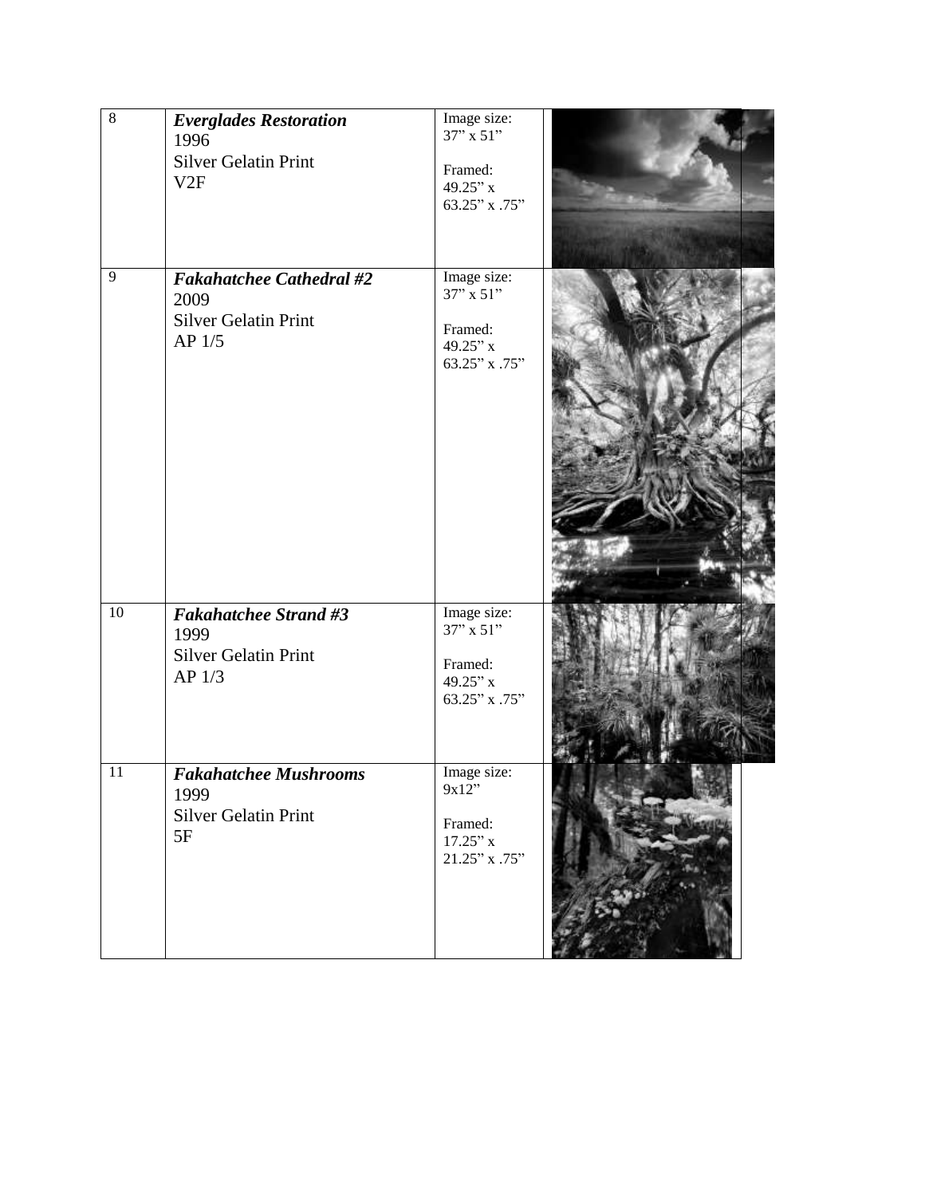| | | | |
|---|---|---|---|
| 8 | ***Everglades Restoration***<br>1996<br>Silver Gelatin Print<br>V2F | Image size:<br>37" x 51"<br><br>Framed:<br>49.25" x<br>63.25" x .75" | |
| 9 | ***Fakahatchee Cathedral #2***<br>2009<br>Silver Gelatin Print<br>AP 1/5 | Image size:<br>37" x 51"<br><br>Framed:<br>49.25" x<br>63.25" x .75" | |
| 10 | ***Fakahatchee Strand #3***<br>1999<br>Silver Gelatin Print<br>AP 1/3 | Image size:<br>37" x 51"<br><br>Framed:<br>49.25" x<br>63.25" x .75" | |
| 11 | ***Fakahatchee Mushrooms***<br>1999<br>Silver Gelatin Print<br>5F | Image size:<br>9x12"<br><br>Framed:<br>17.25" x<br>21.25" x .75" | |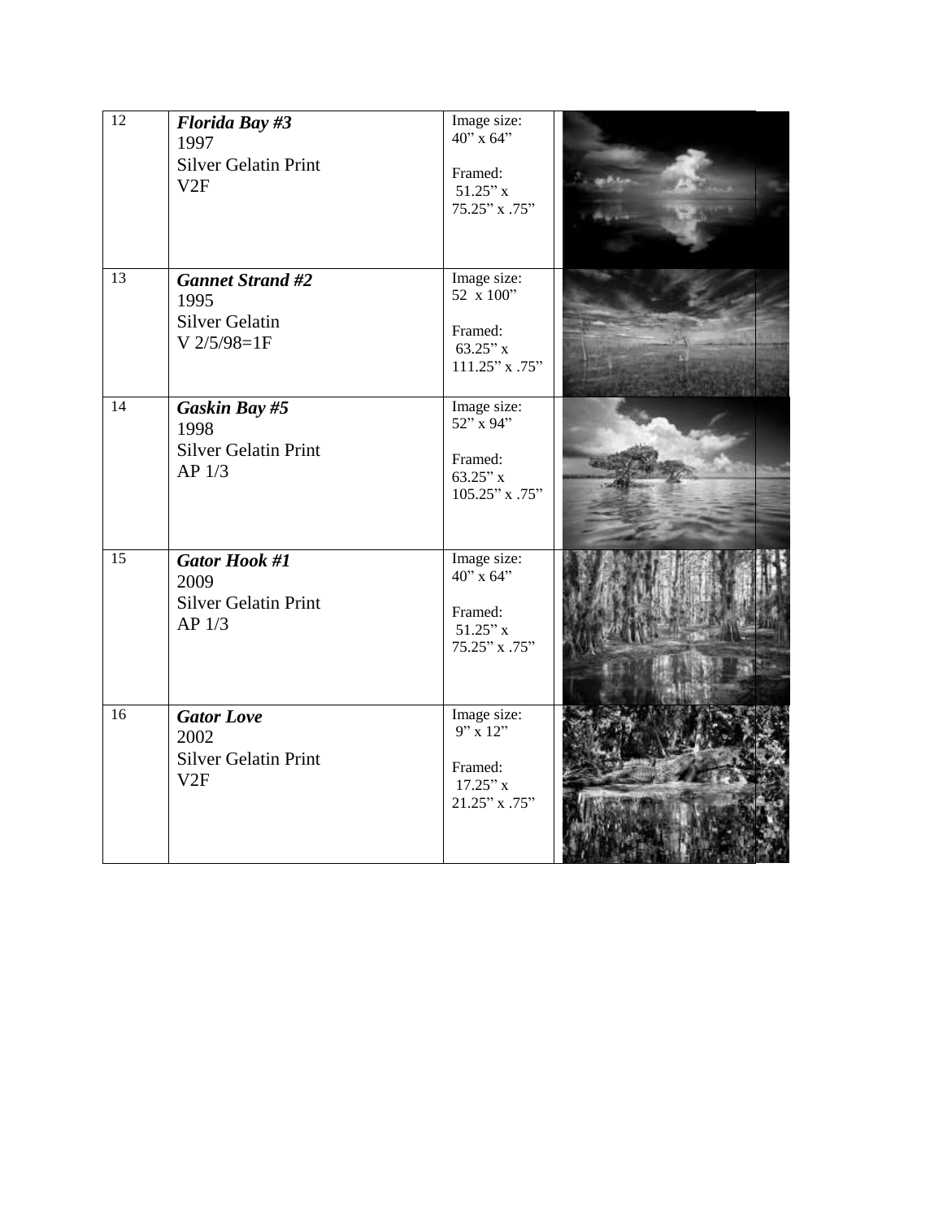| | | | |
|---|---|---|---|
| 12 | ***Florida Bay #3***<br>1997<br>Silver Gelatin Print<br>V2F | Image size:<br>40" x 64"<br><br>Framed:<br>51.25" x<br>75.25" x .75" | |
| 13 | ***Gannet Strand #2***<br>1995<br>Silver Gelatin<br>V 2/5/98=1F | Image size:<br>52 x 100"<br><br>Framed:<br>63.25" x<br>111.25" x .75" | |
| 14 | ***Gaskin Bay #5***<br>1998<br>Silver Gelatin Print<br>AP 1/3 | Image size:<br>52" x 94"<br><br>Framed:<br>63.25" x<br>105.25" x .75" | |
| 15 | ***Gator Hook #1***<br>2009<br>Silver Gelatin Print<br>AP 1/3 | Image size:<br>40" x 64"<br><br>Framed:<br>51.25" x<br>75.25" x .75" | |
| 16 | ***Gator Love***<br>2002<br>Silver Gelatin Print<br>V2F | Image size:<br>9" x 12"<br><br>Framed:<br>17.25" x<br>21.25" x .75" | |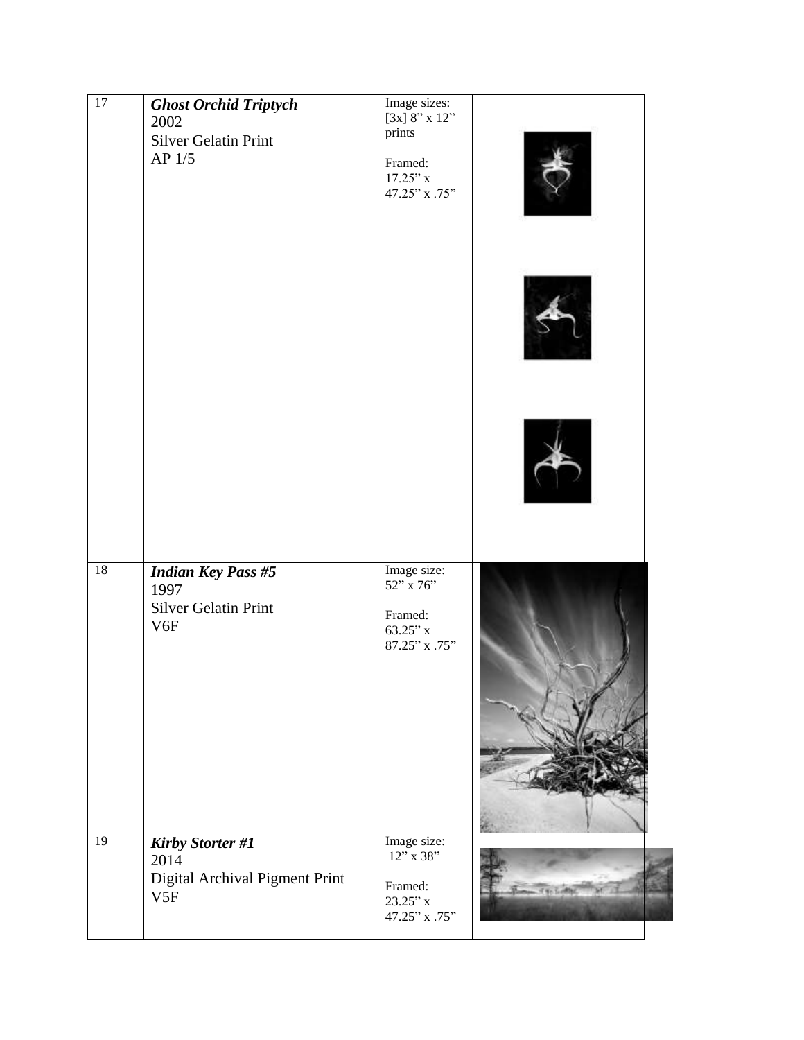| 17 | ***Ghost Orchid Triptych***<br>2002<br>Silver Gelatin Print<br>AP 1/5 | Image sizes:<br>[3x] 8" x 12" prints<br><br>Framed:<br>17.25" x 47.25" x .75" | |
|---|---|---|---|
| 18 | ***Indian Key Pass #5***<br>1997<br>Silver Gelatin Print<br>V6F | Image size:<br>52" x 76"<br><br>Framed:<br>63.25" x 87.25" x .75" | |
| 19 | ***Kirby Storter #1***<br>2014<br>Digital Archival Pigment Print<br>V5F | Image size:<br>12" x 38"<br><br>Framed:<br>23.25" x 47.25" x .75" | |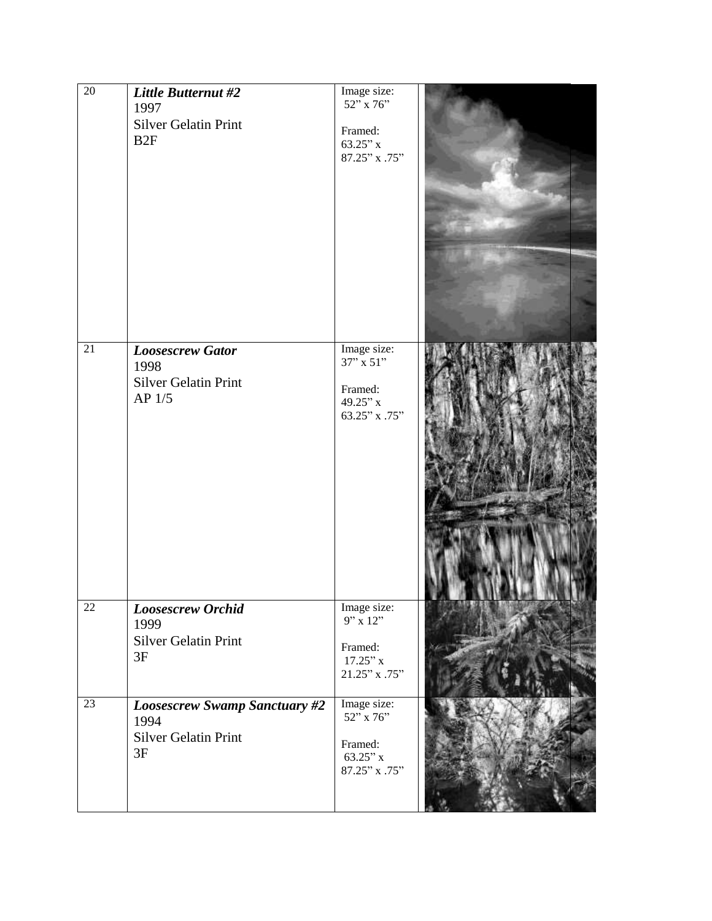| | | | |
|---|---|---|---|
| 20 | ***Little Butternut #2***<br>1997<br>Silver Gelatin Print<br>B2F | Image size:<br>52" x 76"<br><br>Framed:<br>63.25" x<br>87.25" x .75" | |
| 21 | ***Loosescrew Gator***<br>1998<br>Silver Gelatin Print<br>AP 1/5 | Image size:<br>37" x 51"<br><br>Framed:<br>49.25" x<br>63.25" x .75" | |
| 22 | ***Loosescrew Orchid***<br>1999<br>Silver Gelatin Print<br>3F | Image size:<br>9" x 12"<br><br>Framed:<br>17.25" x<br>21.25" x .75" | |
| 23 | ***Loosescrew Swamp Sanctuary #2***<br>1994<br>Silver Gelatin Print<br>3F | Image size:<br>52" x 76"<br><br>Framed:<br>63.25" x<br>87.25" x .75" | |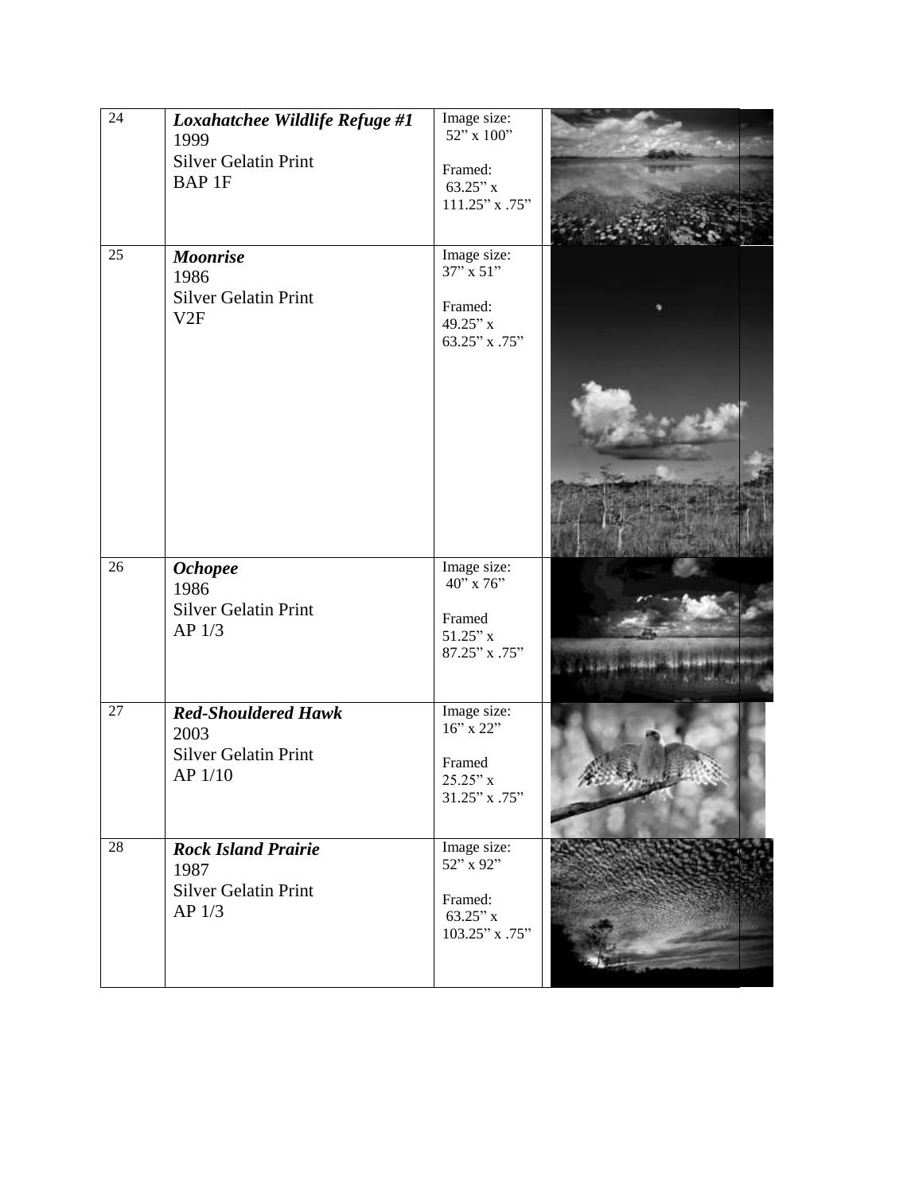| | | | |
|---|---|---|---|
| 24 | ***Loxahatchee Wildlife Refuge #1***<br>1999<br>Silver Gelatin Print<br>BAP 1F | Image size:<br>52" x 100"<br><br>Framed:<br>63.25" x<br>111.25" x .75" | |
| 25 | ***Moonrise***<br>1986<br>Silver Gelatin Print<br>V2F | Image size:<br>37" x 51"<br><br>Framed:<br>49.25" x<br>63.25" x .75" | |
| 26 | ***Ochopee***<br>1986<br>Silver Gelatin Print<br>AP 1/3 | Image size:<br>40" x 76"<br><br>Framed<br>51.25" x<br>87.25" x .75" | |
| 27 | ***Red-Shouldered Hawk***<br>2003<br>Silver Gelatin Print<br>AP 1/10 | Image size:<br>16" x 22"<br><br>Framed<br>25.25" x<br>31.25" x .75" | |
| 28 | ***Rock Island Prairie***<br>1987<br>Silver Gelatin Print<br>AP 1/3 | Image size:<br>52" x 92"<br><br>Framed:<br>63.25" x<br>103.25" x .75" | |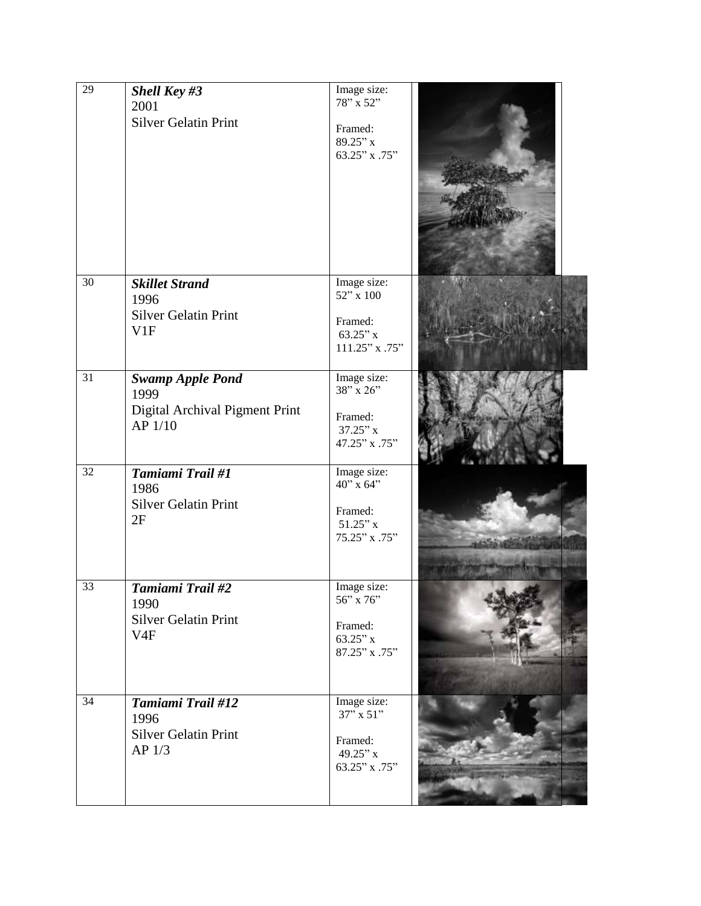| | | | |
|---|---|---|---|
| 29 | ***Shell Key #3***<br>2001<br>Silver Gelatin Print | Image size:<br>78" x 52"<br><br>Framed:<br>89.25" x<br>63.25" x .75" | |
| 30 | ***Skillet Strand***<br>1996<br>Silver Gelatin Print<br>V1F | Image size:<br>52" x 100<br><br>Framed:<br>63.25" x<br>111.25" x .75" | |
| 31 | ***Swamp Apple Pond***<br>1999<br>Digital Archival Pigment Print<br>AP 1/10 | Image size:<br>38" x 26"<br><br>Framed:<br>37.25" x<br>47.25" x .75" | |
| 32 | ***Tamiami Trail #1***<br>1986<br>Silver Gelatin Print<br>2F | Image size:<br>40" x 64"<br><br>Framed:<br>51.25" x<br>75.25" x .75" | |
| 33 | ***Tamiami Trail #2***<br>1990<br>Silver Gelatin Print<br>V4F | Image size:<br>56" x 76"<br><br>Framed:<br>63.25" x<br>87.25" x .75" | |
| 34 | ***Tamiami Trail #12***<br>1996<br>Silver Gelatin Print<br>AP 1/3 | Image size:<br>37" x 51"<br><br>Framed:<br>49.25" x<br>63.25" x .75" | |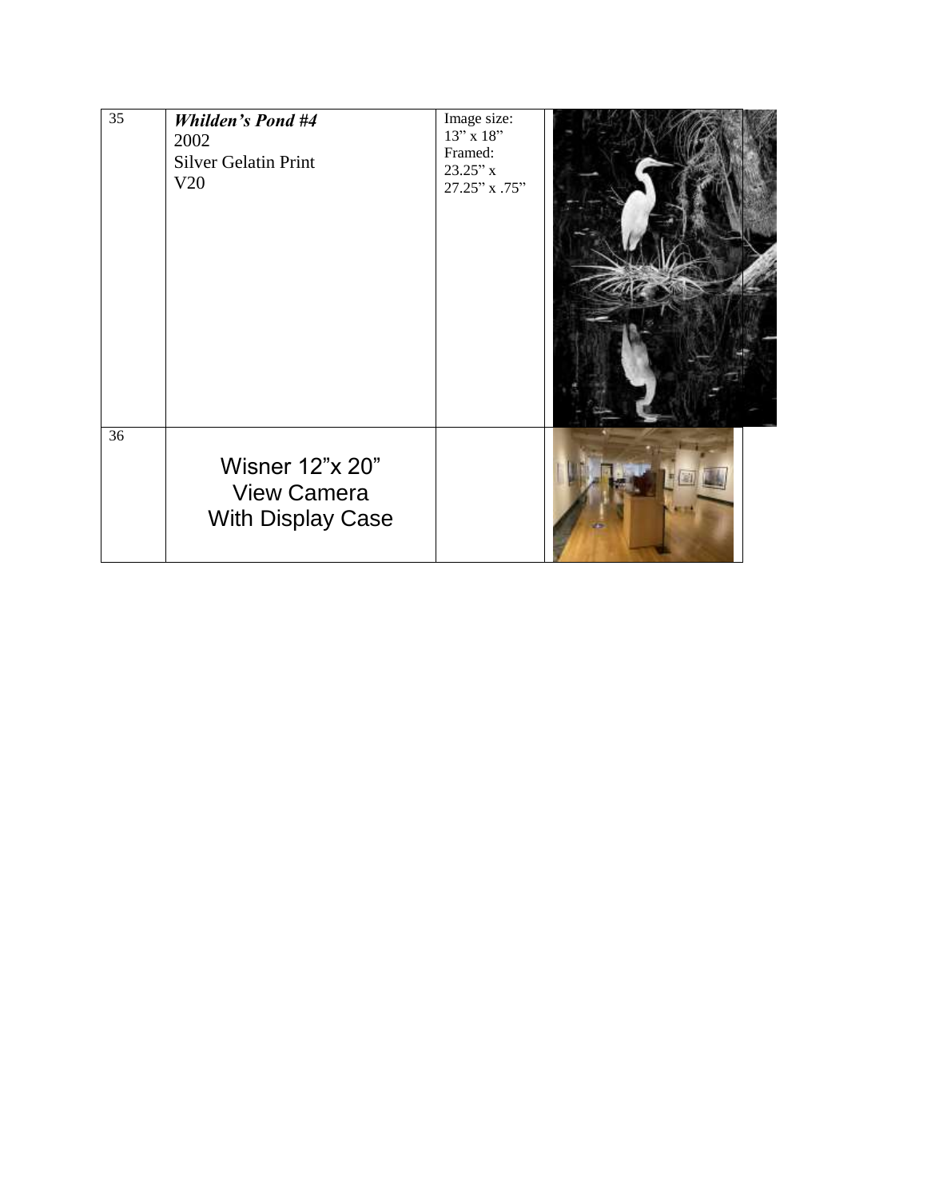| | | | |
|---|---|---|---|
| 35 | ***Whilden's Pond #4***<br>2002<br>Silver Gelatin Print<br>V20 | Image size:<br>13" x 18"<br>Framed:<br>23.25" x<br>27.25" x .75" | |
| 36 | Wisner 12"x 20"<br>View Camera<br>With Display Case | | |